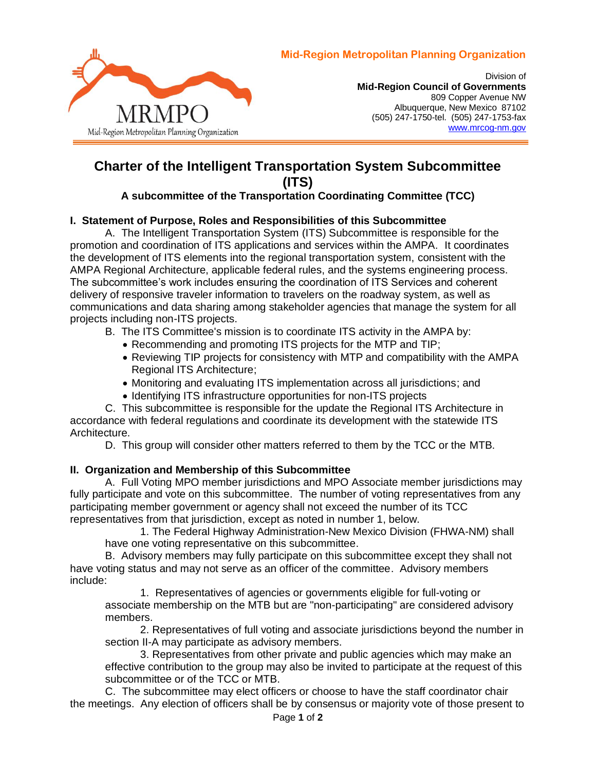Mid-Region Metropolitan Planning Organization

Division of
**Mid-Region Council of Governments**
809 Copper Avenue NW
Albuquerque, New Mexico 87102
(505) 247-1750-tel. (505) 247-1753-fax
www.mrcog-nm.gov

# Charter of the Intelligent Transportation System Subcommittee (ITS)

### A subcommittee of the Transportation Coordinating Committee (TCC)

## I. Statement of Purpose, Roles and Responsibilities of this Subcommittee

A. The Intelligent Transportation System (ITS) Subcommittee is responsible for the promotion and coordination of ITS applications and services within the AMPA. It coordinates the development of ITS elements into the regional transportation system, consistent with the AMPA Regional Architecture, applicable federal rules, and the systems engineering process. The subcommittee's work includes ensuring the coordination of ITS Services and coherent delivery of responsive traveler information to travelers on the roadway system, as well as communications and data sharing among stakeholder agencies that manage the system for all projects including non-ITS projects.

B. The ITS Committee's mission is to coordinate ITS activity in the AMPA by:

- Recommending and promoting ITS projects for the MTP and TIP;
- Reviewing TIP projects for consistency with MTP and compatibility with the AMPA Regional ITS Architecture;
- Monitoring and evaluating ITS implementation across all jurisdictions; and
- Identifying ITS infrastructure opportunities for non-ITS projects

C. This subcommittee is responsible for the update the Regional ITS Architecture in accordance with federal regulations and coordinate its development with the statewide ITS Architecture.

D. This group will consider other matters referred to them by the TCC or the MTB.

## II. Organization and Membership of this Subcommittee

A. Full Voting MPO member jurisdictions and MPO Associate member jurisdictions may fully participate and vote on this subcommittee. The number of voting representatives from any participating member government or agency shall not exceed the number of its TCC representatives from that jurisdiction, except as noted in number 1, below.

1. The Federal Highway Administration-New Mexico Division (FHWA-NM) shall have one voting representative on this subcommittee.

B. Advisory members may fully participate on this subcommittee except they shall not have voting status and may not serve as an officer of the committee. Advisory members include:

1. Representatives of agencies or governments eligible for full-voting or associate membership on the MTB but are "non-participating" are considered advisory members.

2. Representatives of full voting and associate jurisdictions beyond the number in section II-A may participate as advisory members.

3. Representatives from other private and public agencies which may make an effective contribution to the group may also be invited to participate at the request of this subcommittee or of the TCC or MTB.

C. The subcommittee may elect officers or choose to have the staff coordinator chair the meetings. Any election of officers shall be by consensus or majority vote of those present to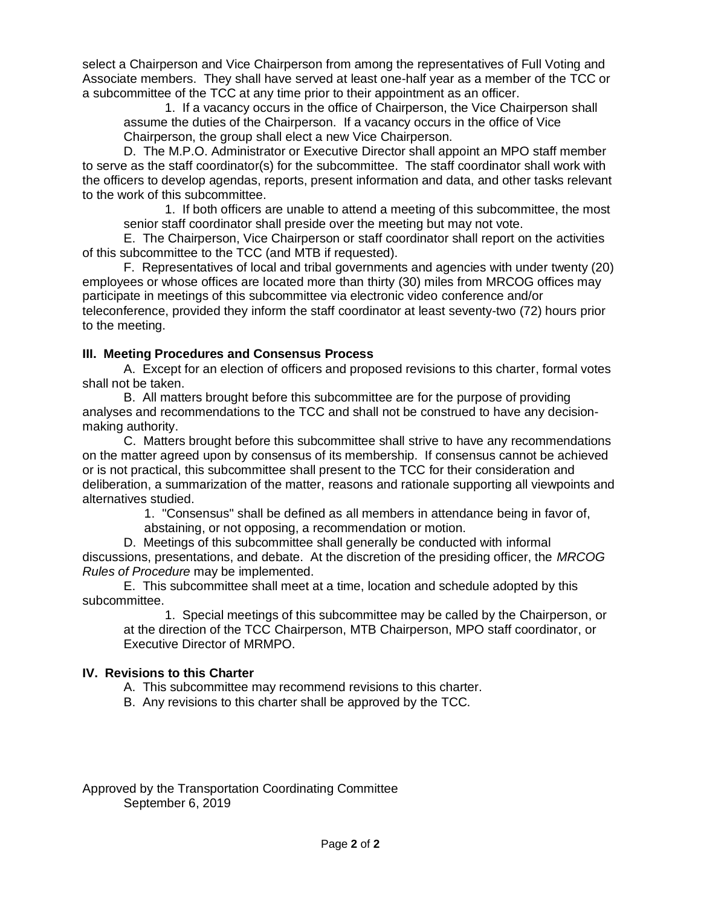select a Chairperson and Vice Chairperson from among the representatives of Full Voting and Associate members. They shall have served at least one-half year as a member of the TCC or a subcommittee of the TCC at any time prior to their appointment as an officer.

1. If a vacancy occurs in the office of Chairperson, the Vice Chairperson shall assume the duties of the Chairperson. If a vacancy occurs in the office of Vice Chairperson, the group shall elect a new Vice Chairperson.

D. The M.P.O. Administrator or Executive Director shall appoint an MPO staff member to serve as the staff coordinator(s) for the subcommittee. The staff coordinator shall work with the officers to develop agendas, reports, present information and data, and other tasks relevant to the work of this subcommittee.

1. If both officers are unable to attend a meeting of this subcommittee, the most senior staff coordinator shall preside over the meeting but may not vote.

E. The Chairperson, Vice Chairperson or staff coordinator shall report on the activities of this subcommittee to the TCC (and MTB if requested).

F. Representatives of local and tribal governments and agencies with under twenty (20) employees or whose offices are located more than thirty (30) miles from MRCOG offices may participate in meetings of this subcommittee via electronic video conference and/or teleconference, provided they inform the staff coordinator at least seventy-two (72) hours prior to the meeting.

### III. Meeting Procedures and Consensus Process

A. Except for an election of officers and proposed revisions to this charter, formal votes shall not be taken.

B. All matters brought before this subcommittee are for the purpose of providing analyses and recommendations to the TCC and shall not be construed to have any decision-making authority.

C. Matters brought before this subcommittee shall strive to have any recommendations on the matter agreed upon by consensus of its membership. If consensus cannot be achieved or is not practical, this subcommittee shall present to the TCC for their consideration and deliberation, a summarization of the matter, reasons and rationale supporting all viewpoints and alternatives studied.

1. "Consensus" shall be defined as all members in attendance being in favor of, abstaining, or not opposing, a recommendation or motion.

D. Meetings of this subcommittee shall generally be conducted with informal discussions, presentations, and debate. At the discretion of the presiding officer, the *MRCOG Rules of Procedure* may be implemented.

E. This subcommittee shall meet at a time, location and schedule adopted by this subcommittee.

1. Special meetings of this subcommittee may be called by the Chairperson, or at the direction of the TCC Chairperson, MTB Chairperson, MPO staff coordinator, or Executive Director of MRMPO.

### IV. Revisions to this Charter

A. This subcommittee may recommend revisions to this charter.

B. Any revisions to this charter shall be approved by the TCC.

Approved by the Transportation Coordinating Committee
September 6, 2019